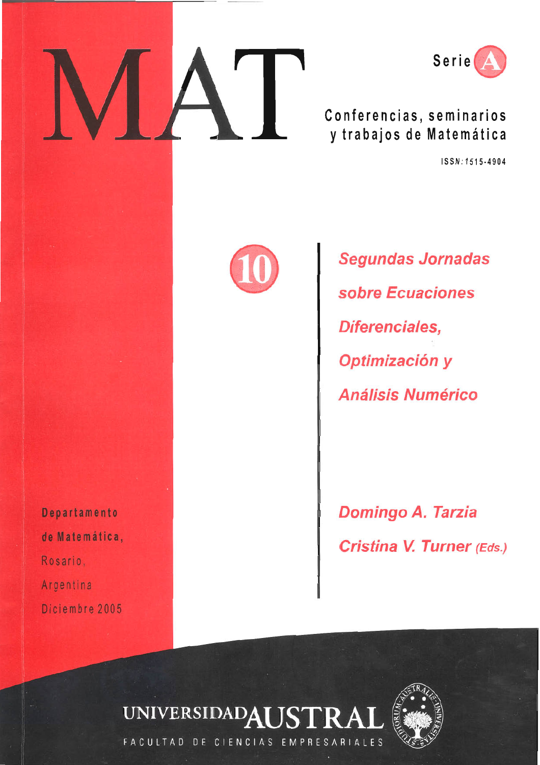# MAT

Serie A

Conferencias, seminarios y trabajos de Matemática

ISSN: 1515-4904

10

## Segundas Jornadas sobre Ecuaciones Diferenciales, Optimización y Análisis Numérico

**Domingo A. Tarzia**

**Cristina V. Turner** *(Eds.)*

Departamento de Matemática,

Rosario,

Argentina

Diciembre 2005

UNIVERSIDAD AUSTRAL

FACULTAD DE CIENCIAS EMPRESARIALES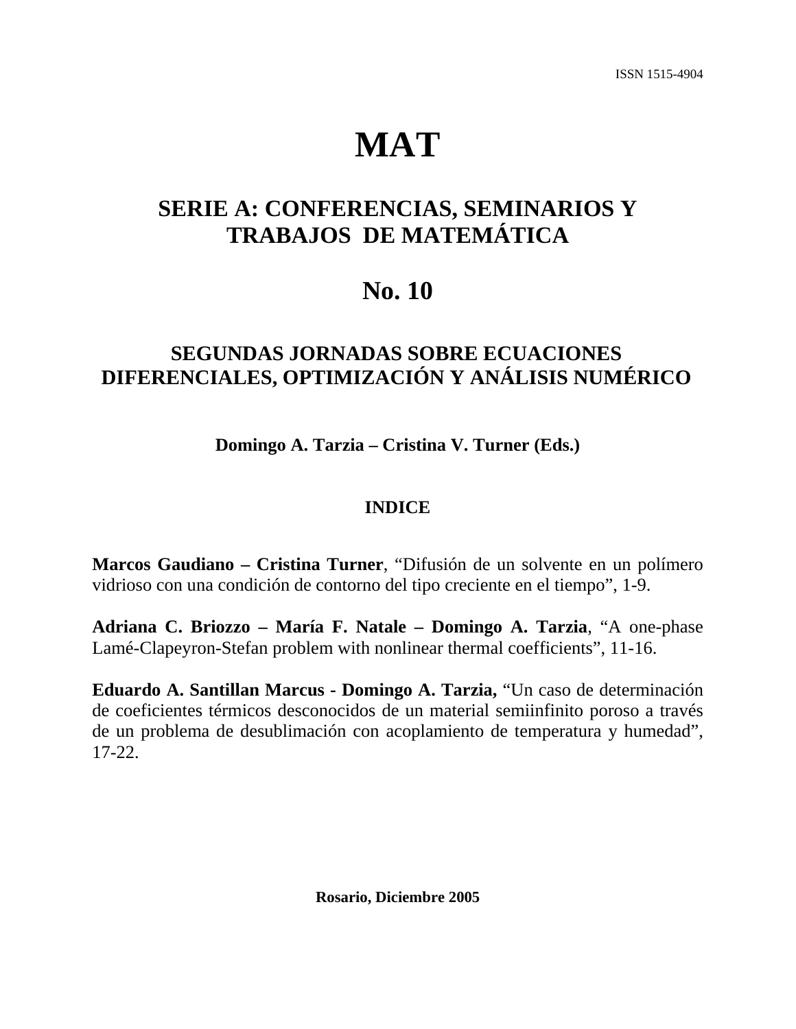ISSN 1515-4904

# MAT

## SERIE A: CONFERENCIAS, SEMINARIOS Y TRABAJOS DE MATEMÁTICA

## No. 10

## SEGUNDAS JORNADAS SOBRE ECUACIONES DIFERENCIALES, OPTIMIZACIÓN Y ANÁLISIS NUMÉRICO

**Domingo A. Tarzia – Cristina V. Turner (Eds.)**

### INDICE

**Marcos Gaudiano – Cristina Turner**, "Difusión de un solvente en un polímero vidrioso con una condición de contorno del tipo creciente en el tiempo", 1-9.

**Adriana C. Briozzo – María F. Natale – Domingo A. Tarzia**, "A one-phase Lamé-Clapeyron-Stefan problem with nonlinear thermal coefficients", 11-16.

**Eduardo A. Santillan Marcus - Domingo A. Tarzia,** "Un caso de determinación de coeficientes térmicos desconocidos de un material semiinfinito poroso a través de un problema de desublimación con acoplamiento de temperatura y humedad", 17-22.

**Rosario, Diciembre 2005**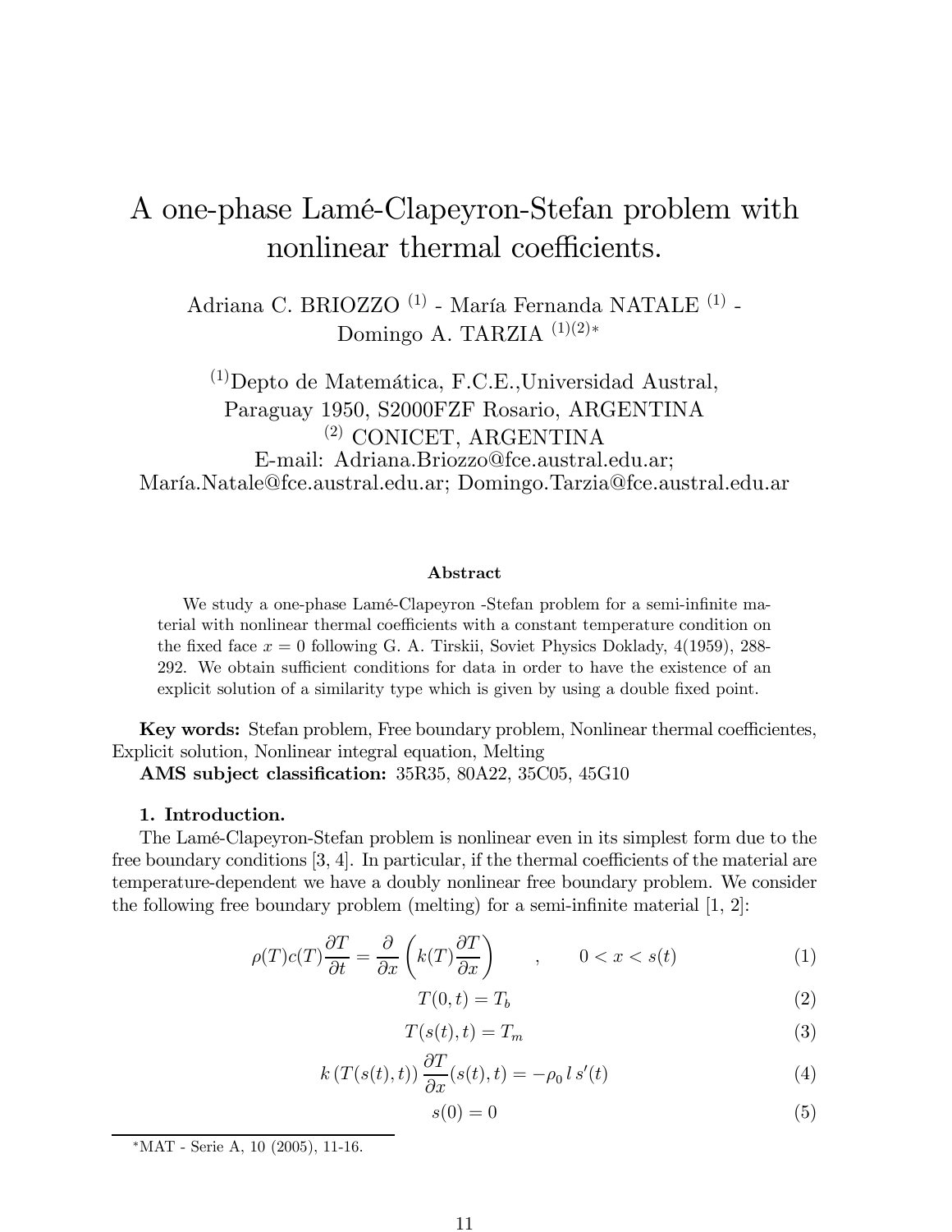# A one-phase Lamé-Clapeyron-Stefan problem with nonlinear thermal coefficients.

Adriana C. BRIOZZO [(1)] - María Fernanda NATALE [(1)] - Domingo A. TARZIA [(1)(2)*]

[(1)]Depto de Matemática, F.C.E.,Universidad Austral, Paraguay 1950, S2000FZF Rosario, ARGENTINA
[(2)] CONICET, ARGENTINA
E-mail: Adriana.Briozzo@fce.austral.edu.ar; María.Natale@fce.austral.edu.ar; Domingo.Tarzia@fce.austral.edu.ar

### Abstract

We study a one-phase Lamé-Clapeyron -Stefan problem for a semi-infinite material with nonlinear thermal coefficients with a constant temperature condition on the fixed face $x = 0$ following G. A. Tirskii, Soviet Physics Doklady, 4(1959), 288-292. We obtain sufficient conditions for data in order to have the existence of an explicit solution of a similarity type which is given by using a double fixed point.

**Key words:** Stefan problem, Free boundary problem, Nonlinear thermal coefficientes, Explicit solution, Nonlinear integral equation, Melting

**AMS subject classification:** 35R35, 80A22, 35C05, 45G10

## 1. Introduction.

The Lamé-Clapeyron-Stefan problem is nonlinear even in its simplest form due to the free boundary conditions [3, 4]. In particular, if the thermal coefficients of the material are temperature-dependent we have a doubly nonlinear free boundary problem. We consider the following free boundary problem (melting) for a semi-infinite material [1, 2]:

$$\rho(T)c(T)\frac{\partial T}{\partial t} = \frac{\partial}{\partial x}\left(k(T)\frac{\partial T}{\partial x}\right) \qquad , \qquad 0 < x < s(t) \tag{1}$$

$$T(0,t) = T_b \tag{2}$$

$$T(s(t),t) = T_m \tag{3}$$

$$k\left(T(s(t),t)\right)\frac{\partial T}{\partial x}(s(t),t) = -\rho_0 \, l \, s'(t) \tag{4}$$

$$s(0) = 0 \tag{5}$$

*MAT - Serie A, 10 (2005), 11-16.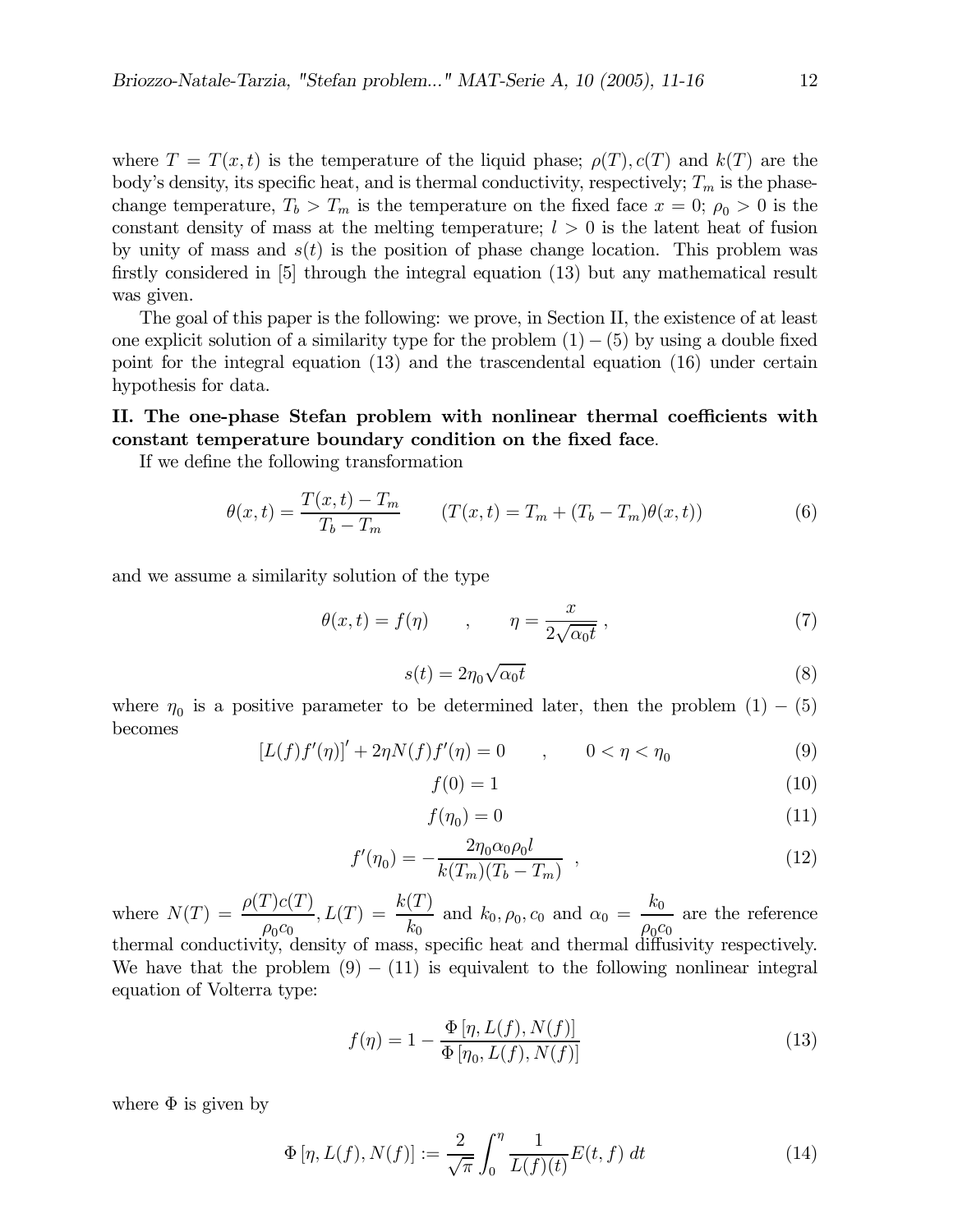where $T = T(x,t)$ is the temperature of the liquid phase; $\rho(T), c(T)$ and $k(T)$ are the body's density, its specific heat, and is thermal conductivity, respectively; $T_m$ is the phase-change temperature, $T_b > T_m$ is the temperature on the fixed face $x = 0$; $\rho_0 > 0$ is the constant density of mass at the melting temperature; $l > 0$ is the latent heat of fusion by unity of mass and $s(t)$ is the position of phase change location. This problem was firstly considered in [5] through the integral equation (13) but any mathematical result was given.

The goal of this paper is the following: we prove, in Section II, the existence of at least one explicit solution of a similarity type for the problem $(1)-(5)$ by using a double fixed point for the integral equation (13) and the trascendental equation (16) under certain hypothesis for data.

**II. The one-phase Stefan problem with nonlinear thermal coefficients with constant temperature boundary condition on the fixed face**.

If we define the following transformation

$$\theta(x,t) = \frac{T(x,t) - T_m}{T_b - T_m} \qquad (T(x,t) = T_m + (T_b - T_m)\theta(x,t)) \tag{6}$$

and we assume a similarity solution of the type

$$\theta(x,t) = f(\eta) \qquad , \qquad \eta = \frac{x}{2\sqrt{\alpha_0 t}} \, , \tag{7}$$

$$s(t) = 2\eta_0\sqrt{\alpha_0 t} \tag{8}$$

where $\eta_0$ is a positive parameter to be determined later, then the problem $(1)-(5)$ becomes

$$[L(f)f'(\eta)]' + 2\eta N(f)f'(\eta) = 0 \qquad , \qquad 0 < \eta < \eta_0 \tag{9}$$

$$f(0) = 1 \tag{10}$$

$$f(\eta_0) = 0 \tag{11}$$

$$f'(\eta_0) = -\frac{2\eta_0\alpha_0\rho_0 l}{k(T_m)(T_b - T_m)} \ \ , \tag{12}$$

where $N(T) = \dfrac{\rho(T)c(T)}{\rho_0 c_0}, L(T) = \dfrac{k(T)}{k_0}$ and $k_0, \rho_0, c_0$ and $\alpha_0 = \dfrac{k_0}{\rho_0 c_0}$ are the reference thermal conductivity, density of mass, specific heat and thermal diffusivity respectively. We have that the problem $(9)-(11)$ is equivalent to the following nonlinear integral equation of Volterra type:

$$f(\eta) = 1 - \frac{\Phi\left[\eta, L(f), N(f)\right]}{\Phi\left[\eta_0, L(f), N(f)\right]} \tag{13}$$

where $\Phi$ is given by

$$\Phi\left[\eta, L(f), N(f)\right] := \frac{2}{\sqrt{\pi}} \int_0^{\eta} \frac{1}{L(f)(t)} E(t,f)\, dt \tag{14}$$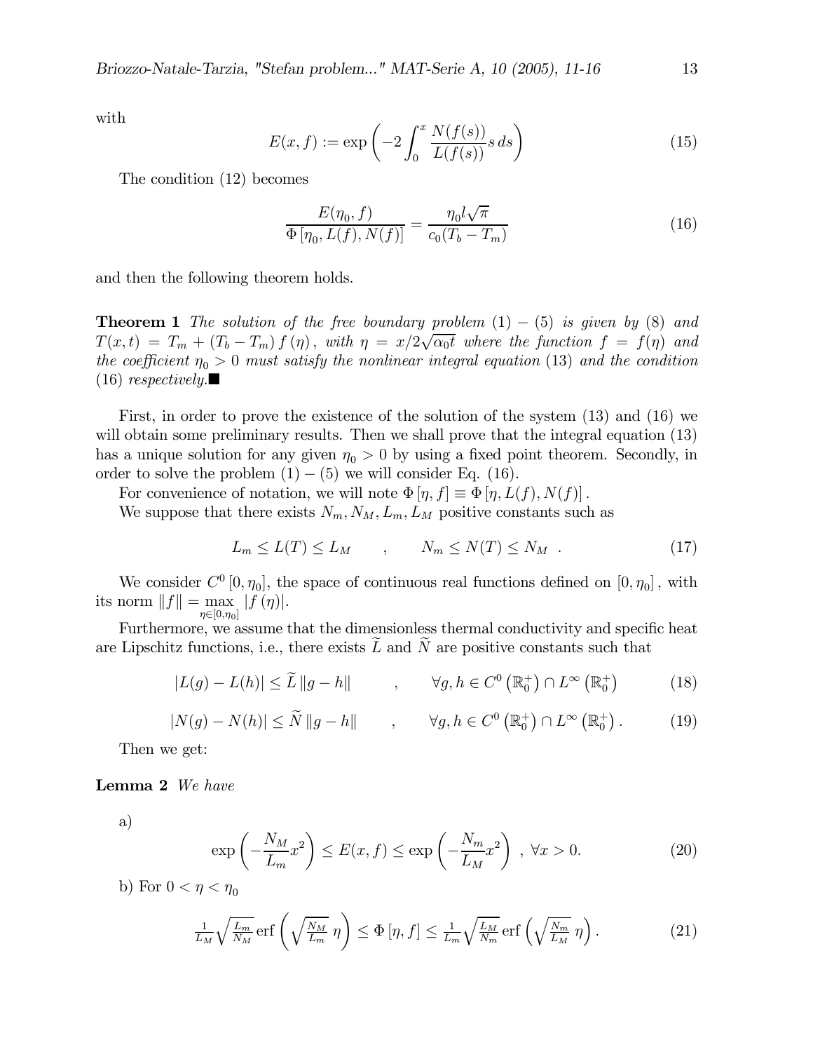with

$$E(x,f) := \exp\left(-2\int_0^x \frac{N(f(s))}{L(f(s))} s\, ds\right) \tag{15}$$

The condition (12) becomes

$$\frac{E(\eta_0, f)}{\Phi\left[\eta_0, L(f), N(f)\right]} = \frac{\eta_0 l \sqrt{\pi}}{c_0(T_b - T_m)} \tag{16}$$

and then the following theorem holds.

**Theorem 1** *The solution of the free boundary problem* $(1)-(5)$ *is given by* (8) *and* $T(x,t) = T_m + (T_b - T_m) f(\eta)$, *with* $\eta = x/2\sqrt{\alpha_0 t}$ *where the function* $f = f(\eta)$ *and the coefficient* $\eta_0 > 0$ *must satisfy the nonlinear integral equation* (13) *and the condition* (16) *respectively.*■

First, in order to prove the existence of the solution of the system (13) and (16) we will obtain some preliminary results. Then we shall prove that the integral equation (13) has a unique solution for any given $\eta_0 > 0$ by using a fixed point theorem. Secondly, in order to solve the problem $(1)-(5)$ we will consider Eq. (16).

For convenience of notation, we will note $\Phi[\eta, f] \equiv \Phi[\eta, L(f), N(f)]$.

We suppose that there exists $N_m, N_M, L_m, L_M$ positive constants such as

$$L_m \leq L(T) \leq L_M \qquad , \qquad N_m \leq N(T) \leq N_M \ . \tag{17}$$

We consider $C^0[0,\eta_0]$, the space of continuous real functions defined on $[0,\eta_0]$, with its norm $\|f\| = \max\limits_{\eta \in [0,\eta_0]} |f(\eta)|$.

Furthermore, we assume that the dimensionless thermal conductivity and specific heat are Lipschitz functions, i.e., there exists $\widetilde{L}$ and $\widetilde{N}$ are positive constants such that

$$|L(g) - L(h)| \leq \widetilde{L}\, \|g - h\| \qquad , \qquad \forall g, h \in C^0\left(\mathbb{R}_0^+\right) \cap L^\infty\left(\mathbb{R}_0^+\right) \tag{18}$$

$$|N(g) - N(h)| \leq \widetilde{N}\, \|g - h\| \qquad , \qquad \forall g, h \in C^0\left(\mathbb{R}_0^+\right) \cap L^\infty\left(\mathbb{R}_0^+\right). \tag{19}$$

Then we get:

**Lemma 2** *We have*

a)

$$\exp\left(-\frac{N_M}{L_m}x^2\right) \leq E(x,f) \leq \exp\left(-\frac{N_m}{L_M}x^2\right) \ , \ \forall x > 0. \tag{20}$$

b) For $0 < \eta < \eta_0$

$$\tfrac{1}{L_M}\sqrt{\tfrac{L_m}{N_M}}\, \operatorname{erf}\left(\sqrt{\tfrac{N_M}{L_m}}\,\eta\right) \leq \Phi[\eta, f] \leq \tfrac{1}{L_m}\sqrt{\tfrac{L_M}{N_m}}\, \operatorname{erf}\left(\sqrt{\tfrac{N_m}{L_M}}\,\eta\right). \tag{21}$$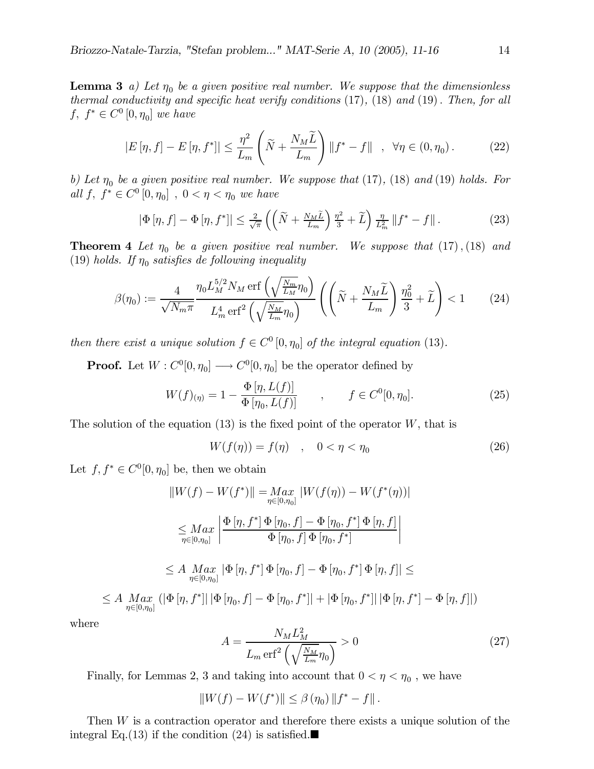**Lemma 3** *a) Let $\eta_0$ be a given positive real number. We suppose that the dimensionless thermal conductivity and specific heat verify conditions* (17)*,* (18) *and* (19)*. Then, for all $f,\ f^* \in C^0[0,\eta_0]$ we have*

$$|E[\eta,f] - E[\eta,f^*]| \leq \frac{\eta^2}{L_m}\left(\widetilde{N} + \frac{N_M \widetilde{L}}{L_m}\right)\|f^* - f\| \quad , \quad \forall \eta \in (0,\eta_0). \tag{22}$$

*b) Let $\eta_0$ be a given positive real number. We suppose that* (17)*,* (18) *and* (19) *holds. For all $f,\ f^* \in C^0[0,\eta_0]$ , $0 < \eta < \eta_0$ we have*

$$|\Phi[\eta,f] - \Phi[\eta,f^*]| \leq \tfrac{2}{\sqrt{\pi}}\left(\left(\widetilde{N} + \tfrac{N_M \widetilde{L}}{L_m}\right)\tfrac{\eta^2}{3} + \widetilde{L}\right)\tfrac{\eta}{L_m^2}\|f^* - f\|. \tag{23}$$

**Theorem 4** *Let $\eta_0$ be a given positive real number. We suppose that* (17)*,* (18) *and* (19) *holds. If $\eta_0$ satisfies de following inequality*

$$\beta(\eta_0) := \frac{4}{\sqrt{N_m \pi}} \frac{\eta_0 L_M^{5/2} N_M \operatorname{erf}\left(\sqrt{\frac{N_m}{L_M}}\eta_0\right)}{L_m^4 \operatorname{erf}^2\left(\sqrt{\frac{N_M}{L_m}}\eta_0\right)}\left(\left(\widetilde{N} + \frac{N_M \widetilde{L}}{L_m}\right)\frac{\eta_0^2}{3} + \widetilde{L}\right) < 1 \tag{24}$$

*then there exist a unique solution $f \in C^0[0,\eta_0]$ of the integral equation* (13)*.*

**Proof.** Let $W : C^0[0,\eta_0] \longrightarrow C^0[0,\eta_0]$ be the operator defined by

$$W(f)_{(\eta)} = 1 - \frac{\Phi[\eta, L(f)]}{\Phi[\eta_0, L(f)]} \qquad , \qquad f \in C^0[0,\eta_0]. \tag{25}$$

The solution of the equation (13) is the fixed point of the operator $W$, that is

$$W(f(\eta)) = f(\eta) \quad , \quad 0 < \eta < \eta_0 \tag{26}$$

Let $f, f^* \in C^0[0,\eta_0]$ be, then we obtain

$$\|W(f) - W(f^*)\| = \underset{\eta\in[0,\eta_0]}{Max}|W(f(\eta)) - W(f^*(\eta))|$$

$$\leq \underset{\eta\in[0,\eta_0]}{Max}\left|\frac{\Phi[\eta,f^*]\,\Phi[\eta_0,f] - \Phi[\eta_0,f^*]\,\Phi[\eta,f]}{\Phi[\eta_0,f]\,\Phi[\eta_0,f^*]}\right|$$

$$\leq A \underset{\eta\in[0,\eta_0]}{Max}|\Phi[\eta,f^*]\,\Phi[\eta_0,f] - \Phi[\eta_0,f^*]\,\Phi[\eta,f]| \leq$$

$$\leq A \underset{\eta\in[0,\eta_0]}{Max}\left(|\Phi[\eta,f^*]|\,|\Phi[\eta_0,f] - \Phi[\eta_0,f^*]| + |\Phi[\eta_0,f^*]|\,|\Phi[\eta,f^*] - \Phi[\eta,f]|\right)$$

where

$$A = \frac{N_M L_M^2}{L_m \operatorname{erf}^2\left(\sqrt{\frac{N_M}{L_m}}\eta_0\right)} > 0 \tag{27}$$

Finally, for Lemmas 2, 3 and taking into account that $0 < \eta < \eta_0$ , we have

$$\|W(f) - W(f^*)\| \leq \beta(\eta_0)\|f^* - f\|.$$

Then $W$ is a contraction operator and therefore there exists a unique solution of the integral Eq.(13) if the condition (24) is satisfied.■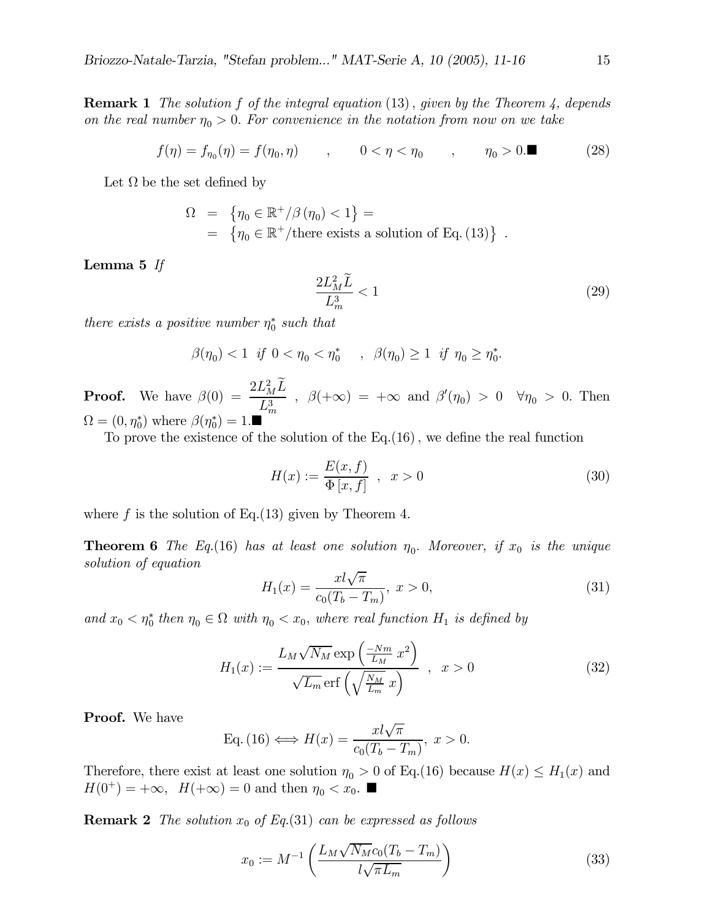**Remark 1** *The solution $f$ of the integral equation $(13)$, given by the Theorem 4, depends on the real number $\eta_0 > 0$. For convenience in the notation from now on we take*

$$f(\eta) = f_{\eta_0}(\eta) = f(\eta_0, \eta) \qquad , \qquad 0 < \eta < \eta_0 \qquad , \qquad \eta_0 > 0. \blacksquare \tag{28}$$

Let $\Omega$ be the set defined by

$$\begin{aligned} \Omega &= \left\{ \eta_0 \in \mathbb{R}^+ / \beta(\eta_0) < 1 \right\} = \\ &= \left\{ \eta_0 \in \mathbb{R}^+ / \text{there exists a solution of Eq.} (13) \right\} . \end{aligned}$$

**Lemma 5** *If*

$$\frac{2L_M^2 \widetilde{L}}{L_m^3} < 1 \tag{29}$$

*there exists a positive number $\eta_0^*$ such that*

$$\beta(\eta_0) < 1 \ \text{ if } \ 0 < \eta_0 < \eta_0^* \quad , \ \ \beta(\eta_0) \geq 1 \ \text{ if } \ \eta_0 \geq \eta_0^*.$$

**Proof.** We have $\beta(0) = \dfrac{2L_M^2 \widetilde{L}}{L_m^3}$ , $\beta(+\infty) = +\infty$ and $\beta'(\eta_0) > 0 \quad \forall \eta_0 > 0$. Then $\Omega = (0, \eta_0^*)$ where $\beta(\eta_0^*) = 1. \blacksquare$

To prove the existence of the solution of the Eq.$(16)$, we define the real function

$$H(x) := \frac{E(x, f)}{\Phi[x, f]} \ \ , \ \ x > 0 \tag{30}$$

where $f$ is the solution of Eq.(13) given by Theorem 4.

**Theorem 6** *The Eq.$(16)$ has at least one solution $\eta_0$. Moreover, if $x_0$ is the unique solution of equation*

$$H_1(x) = \frac{x l \sqrt{\pi}}{c_0(T_b - T_m)}, \ x > 0, \tag{31}$$

*and $x_0 < \eta_0^*$ then $\eta_0 \in \Omega$ with $\eta_0 < x_0$, where real function $H_1$ is defined by*

$$H_1(x) := \frac{L_M \sqrt{N_M} \exp\left( \frac{-Nm}{L_M} \, x^2 \right)}{\sqrt{L_m} \, \mathrm{erf}\left( \sqrt{\frac{N_M}{L_m}} \, x \right)} \ \ , \ \ x > 0 \tag{32}$$

**Proof.** We have

$$\text{Eq.} \, (16) \Longleftrightarrow H(x) = \frac{x l \sqrt{\pi}}{c_0(T_b - T_m)}, \ x > 0.$$

Therefore, there exist at least one solution $\eta_0 > 0$ of Eq.(16) because $H(x) \leq H_1(x)$ and $H(0^+) = +\infty, \ \ H(+\infty) = 0$ and then $\eta_0 < x_0$. $\blacksquare$

**Remark 2** *The solution $x_0$ of Eq.(31) can be expressed as follows*

$$x_0 := M^{-1} \left( \frac{L_M \sqrt{N_M} c_0 (T_b - T_m)}{l \sqrt{\pi L_m}} \right) \tag{33}$$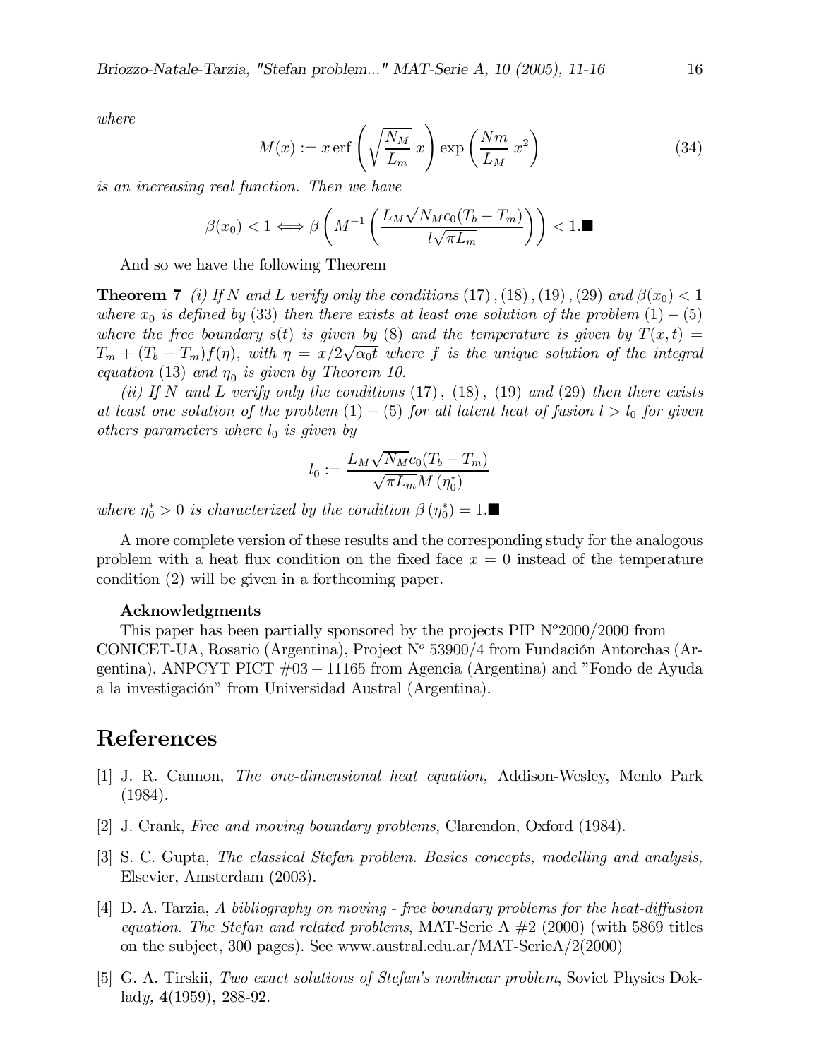*where*

$$M(x) := x \operatorname{erf}\left(\sqrt{\frac{N_M}{L_m}}\, x\right) \exp\left(\frac{Nm}{L_M}\, x^2\right) \tag{34}$$

*is an increasing real function. Then we have*

$$\beta(x_0) < 1 \Longleftrightarrow \beta\left(M^{-1}\left(\frac{L_M \sqrt{N_M} c_0 (T_b - T_m)}{l\sqrt{\pi L_m}}\right)\right) < 1. \blacksquare$$

And so we have the following Theorem

**Theorem 7** *(i) If $N$ and $L$ verify only the conditions $(17), (18), (19), (29)$ and $\beta(x_0) < 1$ where $x_0$ is defined by $(33)$ then there exists at least one solution of the problem $(1) - (5)$ where the free boundary $s(t)$ is given by $(8)$ and the temperature is given by $T(x,t) = T_m + (T_b - T_m) f(\eta)$, with $\eta = x/2\sqrt{\alpha_0 t}$ where $f$ is the unique solution of the integral equation $(13)$ and $\eta_0$ is given by Theorem 10.*

*(ii) If $N$ and $L$ verify only the conditions $(17)$, $(18)$, $(19)$ and $(29)$ then there exists at least one solution of the problem $(1) - (5)$ for all latent heat of fusion $l > l_0$ for given others parameters where $l_0$ is given by*

$$l_0 := \frac{L_M \sqrt{N_M} c_0 (T_b - T_m)}{\sqrt{\pi L_m} M\left(\eta_0^*\right)}$$

*where $\eta_0^* > 0$ is characterized by the condition $\beta\left(\eta_0^*\right) = 1.$* $\blacksquare$

A more complete version of these results and the corresponding study for the analogous problem with a heat flux condition on the fixed face $x = 0$ instead of the temperature condition (2) will be given in a forthcoming paper.

**Acknowledgments**

This paper has been partially sponsored by the projects PIP N$^o$2000/2000 from CONICET-UA, Rosario (Argentina), Project N$^o$ 53900/4 from Fundación Antorchas (Argentina), ANPCYT PICT #03 − 11165 from Agencia (Argentina) and "Fondo de Ayuda a la investigación" from Universidad Austral (Argentina).

## References

[1] J. R. Cannon, *The one-dimensional heat equation,* Addison-Wesley, Menlo Park (1984).

[2] J. Crank, *Free and moving boundary problems,* Clarendon, Oxford (1984).

[3] S. C. Gupta, *The classical Stefan problem. Basics concepts, modelling and analysis,* Elsevier, Amsterdam (2003).

[4] D. A. Tarzia, *A bibliography on moving - free boundary problems for the heat-diffusion equation. The Stefan and related problems*, MAT-Serie A #2 (2000) (with 5869 titles on the subject, 300 pages). See www.austral.edu.ar/MAT-SerieA/2(2000)

[5] G. A. Tirskii, *Two exact solutions of Stefan's nonlinear problem*, Soviet Physics Doklad*y,* **4**(1959), 288-92.